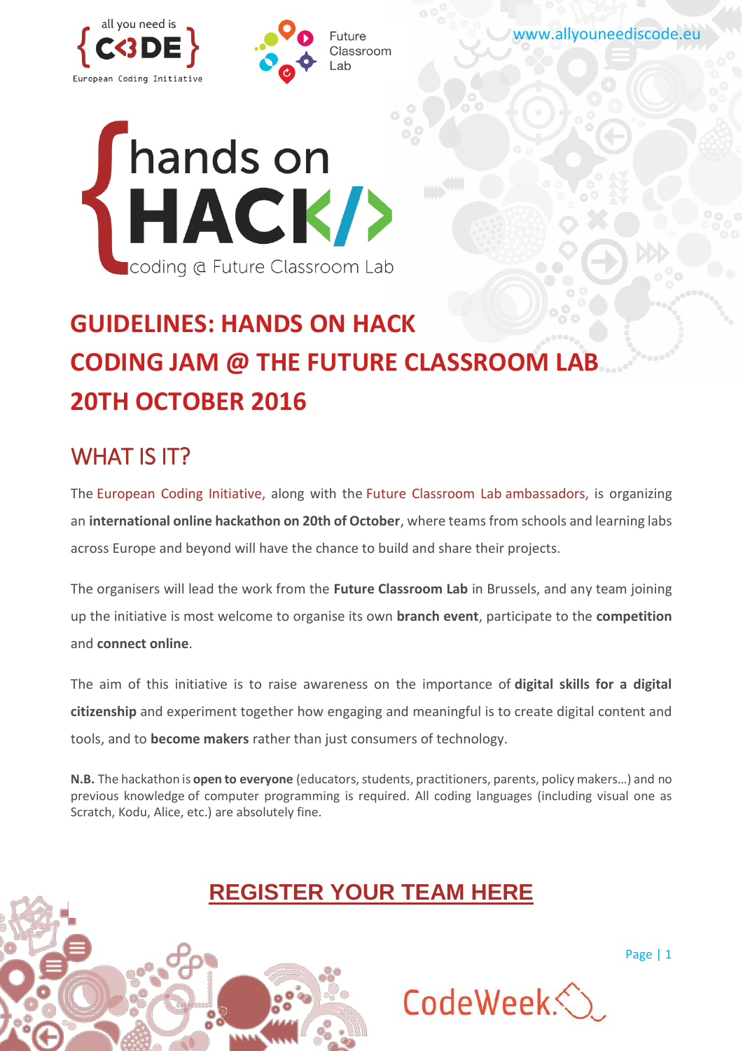all you need is {C<3DE} European Coding Initiative

Future Classroom Lab

www.allyouneediscode.eu

{hands on HACK</> coding @ Future Classroom Lab

# GUIDELINES: HANDS ON HACK CODING JAM @ THE FUTURE CLASSROOM LAB 20TH OCTOBER 2016

## WHAT IS IT?

The European Coding Initiative, along with the Future Classroom Lab ambassadors, is organizing an **international online hackathon on 20th of October**, where teams from schools and learning labs across Europe and beyond will have the chance to build and share their projects.

The organisers will lead the work from the **Future Classroom Lab** in Brussels, and any team joining up the initiative is most welcome to organise its own **branch event**, participate to the **competition** and **connect online**.

The aim of this initiative is to raise awareness on the importance of **digital skills for a digital citizenship** and experiment together how engaging and meaningful is to create digital content and tools, and to **become makers** rather than just consumers of technology.

**N.B.** The hackathon is **open to everyone** (educators, students, practitioners, parents, policy makers…) and no previous knowledge of computer programming is required. All coding languages (including visual one as Scratch, Kodu, Alice, etc.) are absolutely fine.

**REGISTER YOUR TEAM HERE**

CodeWeek.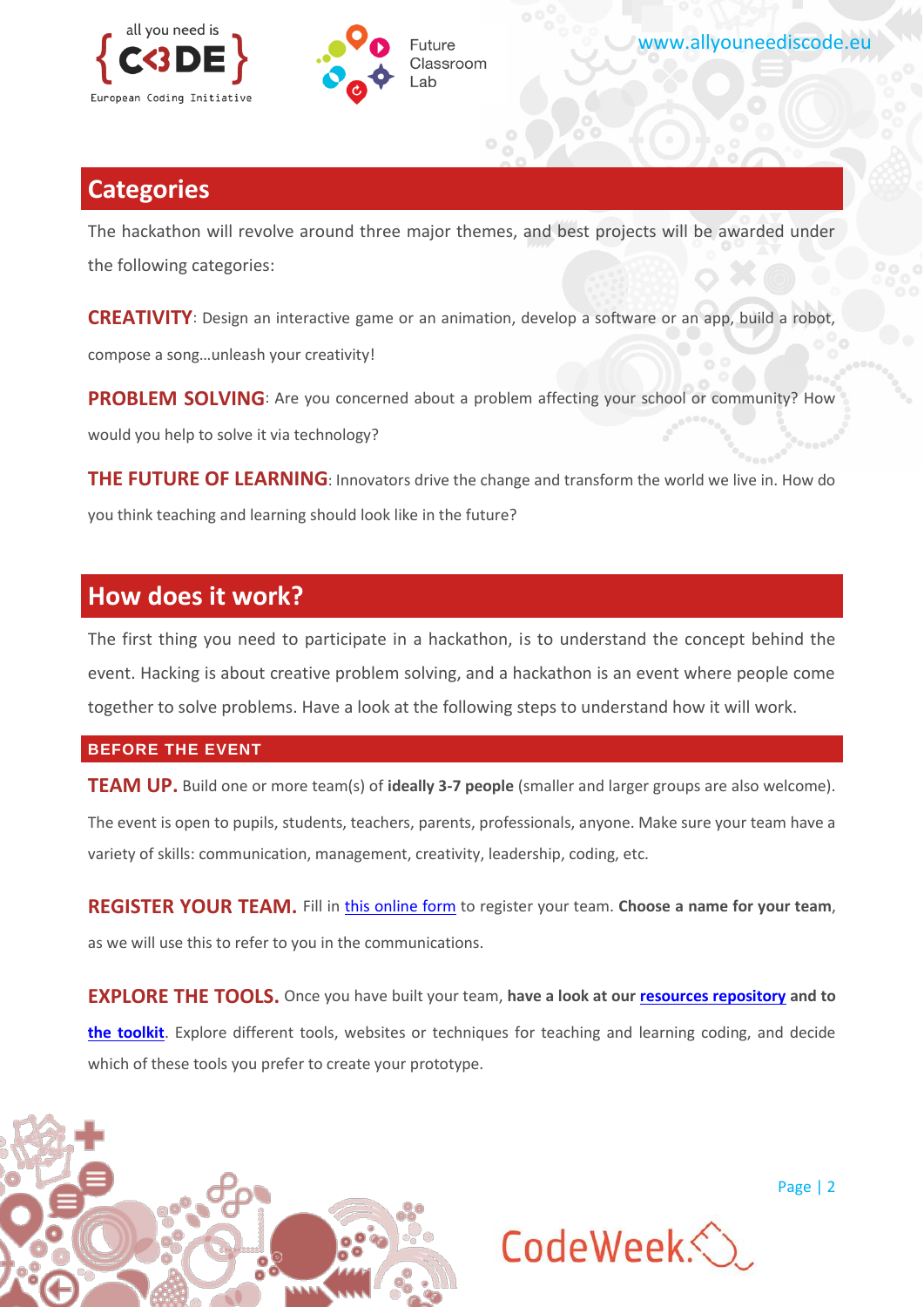## Categories

The hackathon will revolve around three major themes, and best projects will be awarded under the following categories:

**CREATIVITY**: Design an interactive game or an animation, develop a software or an app, build a robot, compose a song…unleash your creativity!

**PROBLEM SOLVING**: Are you concerned about a problem affecting your school or community? How would you help to solve it via technology?

**THE FUTURE OF LEARNING**: Innovators drive the change and transform the world we live in. How do you think teaching and learning should look like in the future?

## How does it work?

The first thing you need to participate in a hackathon, is to understand the concept behind the event. Hacking is about creative problem solving, and a hackathon is an event where people come together to solve problems. Have a look at the following steps to understand how it will work.

### BEFORE THE EVENT

**TEAM UP.** Build one or more team(s) of **ideally 3-7 people** (smaller and larger groups are also welcome). The event is open to pupils, students, teachers, parents, professionals, anyone. Make sure your team have a variety of skills: communication, management, creativity, leadership, coding, etc.

**REGISTER YOUR TEAM.** Fill in this online form to register your team. **Choose a name for your team**, as we will use this to refer to you in the communications.

**EXPLORE THE TOOLS.** Once you have built your team, **have a look at our resources repository and to the toolkit**. Explore different tools, websites or techniques for teaching and learning coding, and decide which of these tools you prefer to create your prototype.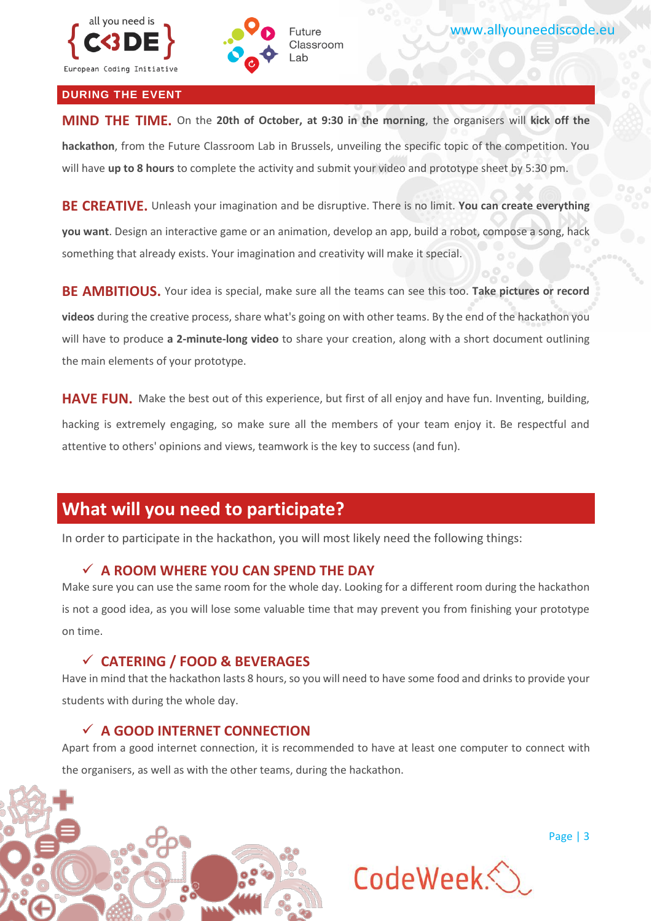## DURING THE EVENT

**MIND THE TIME.** On the **20th of October, at 9:30 in the morning**, the organisers will **kick off the hackathon**, from the Future Classroom Lab in Brussels, unveiling the specific topic of the competition. You will have **up to 8 hours** to complete the activity and submit your video and prototype sheet by 5:30 pm.

**BE CREATIVE.** Unleash your imagination and be disruptive. There is no limit. **You can create everything you want**. Design an interactive game or an animation, develop an app, build a robot, compose a song, hack something that already exists. Your imagination and creativity will make it special.

**BE AMBITIOUS.** Your idea is special, make sure all the teams can see this too. **Take pictures or record videos** during the creative process, share what's going on with other teams. By the end of the hackathon you will have to produce **a 2-minute-long video** to share your creation, along with a short document outlining the main elements of your prototype.

**HAVE FUN.** Make the best out of this experience, but first of all enjoy and have fun. Inventing, building, hacking is extremely engaging, so make sure all the members of your team enjoy it. Be respectful and attentive to others' opinions and views, teamwork is the key to success (and fun).

## What will you need to participate?

In order to participate in the hackathon, you will most likely need the following things:

### ✓ A ROOM WHERE YOU CAN SPEND THE DAY

Make sure you can use the same room for the whole day. Looking for a different room during the hackathon is not a good idea, as you will lose some valuable time that may prevent you from finishing your prototype on time.

### ✓ CATERING / FOOD & BEVERAGES

Have in mind that the hackathon lasts 8 hours, so you will need to have some food and drinks to provide your students with during the whole day.

### ✓ A GOOD INTERNET CONNECTION

Apart from a good internet connection, it is recommended to have at least one computer to connect with the organisers, as well as with the other teams, during the hackathon.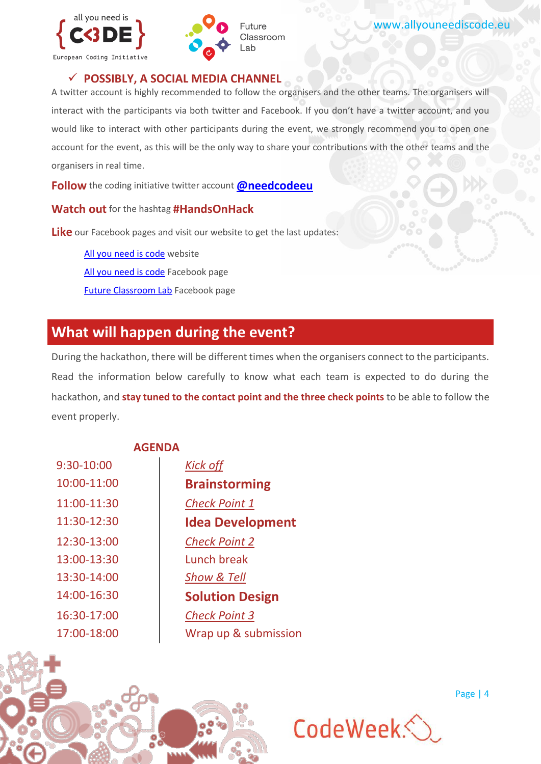### ✓ POSSIBLY, A SOCIAL MEDIA CHANNEL

A twitter account is highly recommended to follow the organisers and the other teams. The organisers will interact with the participants via both twitter and Facebook. If you don't have a twitter account, and you would like to interact with other participants during the event, we strongly recommend you to open one account for the event, as this will be the only way to share your contributions with the other teams and the organisers in real time.

**Follow** the coding initiative twitter account **@needcodeeu**

**Watch out** for the hashtag **#HandsOnHack**

**Like** our Facebook pages and visit our website to get the last updates:

- All you need is code website
- All you need is code Facebook page
- Future Classroom Lab Facebook page

## What will happen during the event?

During the hackathon, there will be different times when the organisers connect to the participants. Read the information below carefully to know what each team is expected to do during the hackathon, and **stay tuned to the contact point and the three check points** to be able to follow the event properly.

### AGENDA

| | |
|---|---|
| 9:30-10:00 | *Kick off* |
| 10:00-11:00 | **Brainstorming** |
| 11:00-11:30 | *Check Point 1* |
| 11:30-12:30 | **Idea Development** |
| 12:30-13:00 | *Check Point 2* |
| 13:00-13:30 | Lunch break |
| 13:30-14:00 | *Show & Tell* |
| 14:00-16:30 | **Solution Design** |
| 16:30-17:00 | *Check Point 3* |
| 17:00-18:00 | Wrap up & submission |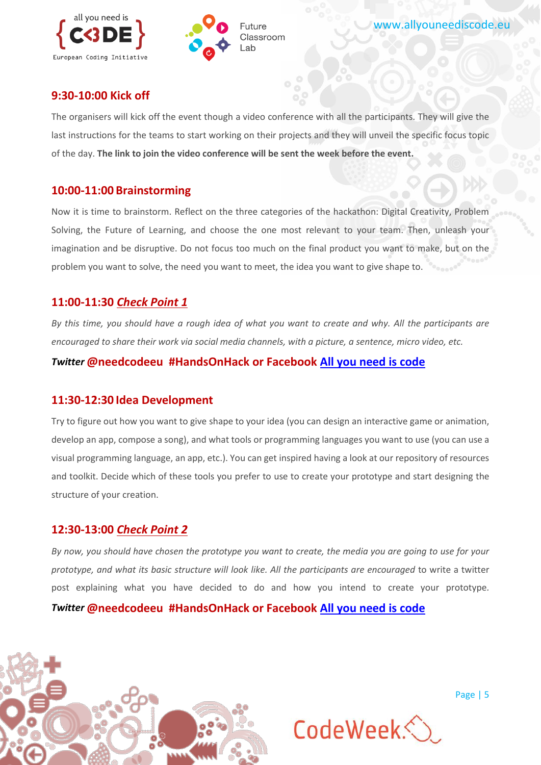### 9:30-10:00 Kick off

The organisers will kick off the event though a video conference with all the participants. They will give the last instructions for the teams to start working on their projects and they will unveil the specific focus topic of the day. **The link to join the video conference will be sent the week before the event.**

### 10:00-11:00 Brainstorming

Now it is time to brainstorm. Reflect on the three categories of the hackathon: Digital Creativity, Problem Solving, the Future of Learning, and choose the one most relevant to your team. Then, unleash your imagination and be disruptive. Do not focus too much on the final product you want to make, but on the problem you want to solve, the need you want to meet, the idea you want to give shape to.

### 11:00-11:30 *Check Point 1*

*By this time, you should have a rough idea of what you want to create and why. All the participants are encouraged to share their work via social media channels, with a picture, a sentence, micro video, etc.*

***Twitter* @needcodeeu #HandsOnHack or Facebook All you need is code**

### 11:30-12:30 Idea Development

Try to figure out how you want to give shape to your idea (you can design an interactive game or animation, develop an app, compose a song), and what tools or programming languages you want to use (you can use a visual programming language, an app, etc.). You can get inspired having a look at our repository of resources and toolkit. Decide which of these tools you prefer to use to create your prototype and start designing the structure of your creation.

### 12:30-13:00 *Check Point 2*

*By now, you should have chosen the prototype you want to create, the media you are going to use for your prototype, and what its basic structure will look like. All the participants are encouraged* to write a twitter post explaining what you have decided to do and how you intend to create your prototype.

***Twitter* @needcodeeu #HandsOnHack or Facebook All you need is code**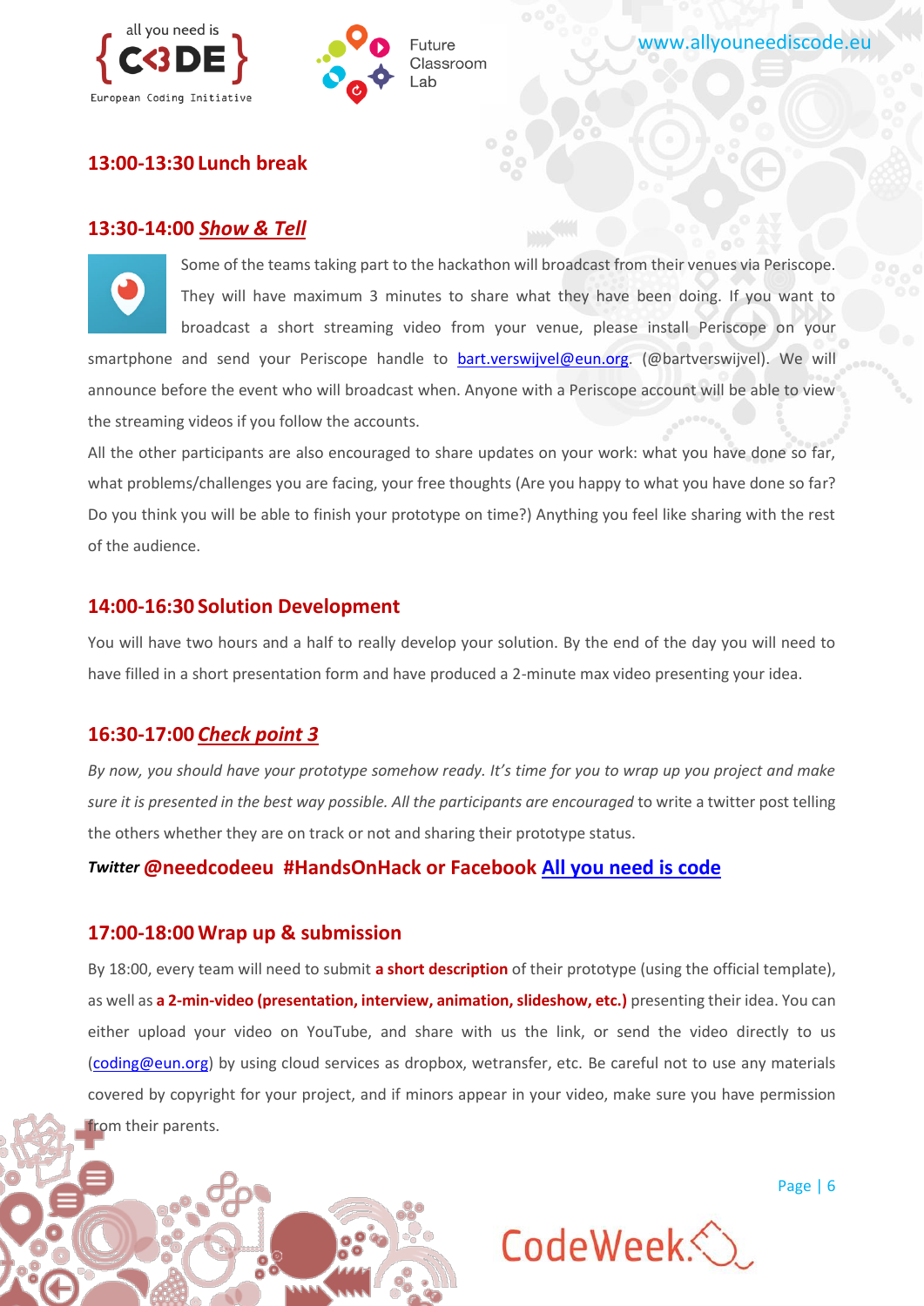## 13:00-13:30 Lunch break

## 13:30-14:00 *Show & Tell*

Some of the teams taking part to the hackathon will broadcast from their venues via Periscope. They will have maximum 3 minutes to share what they have been doing. If you want to broadcast a short streaming video from your venue, please install Periscope on your smartphone and send your Periscope handle to bart.verswijvel@eun.org. (@bartverswijvel). We will announce before the event who will broadcast when. Anyone with a Periscope account will be able to view the streaming videos if you follow the accounts.

All the other participants are also encouraged to share updates on your work: what you have done so far, what problems/challenges you are facing, your free thoughts (Are you happy to what you have done so far? Do you think you will be able to finish your prototype on time?) Anything you feel like sharing with the rest of the audience.

## 14:00-16:30 Solution Development

You will have two hours and a half to really develop your solution. By the end of the day you will need to have filled in a short presentation form and have produced a 2-minute max video presenting your idea.

## 16:30-17:00 *Check point 3*

*By now, you should have your prototype somehow ready. It's time for you to wrap up you project and make sure it is presented in the best way possible. All the participants are encouraged* to write a twitter post telling the others whether they are on track or not and sharing their prototype status.

***Twitter*** **@needcodeeu #HandsOnHack or Facebook All you need is code**

## 17:00-18:00 Wrap up & submission

By 18:00, every team will need to submit **a short description** of their prototype (using the official template), as well as **a 2-min-video (presentation, interview, animation, slideshow, etc.)** presenting their idea. You can either upload your video on YouTube, and share with us the link, or send the video directly to us (coding@eun.org) by using cloud services as dropbox, wetransfer, etc. Be careful not to use any materials covered by copyright for your project, and if minors appear in your video, make sure you have permission from their parents.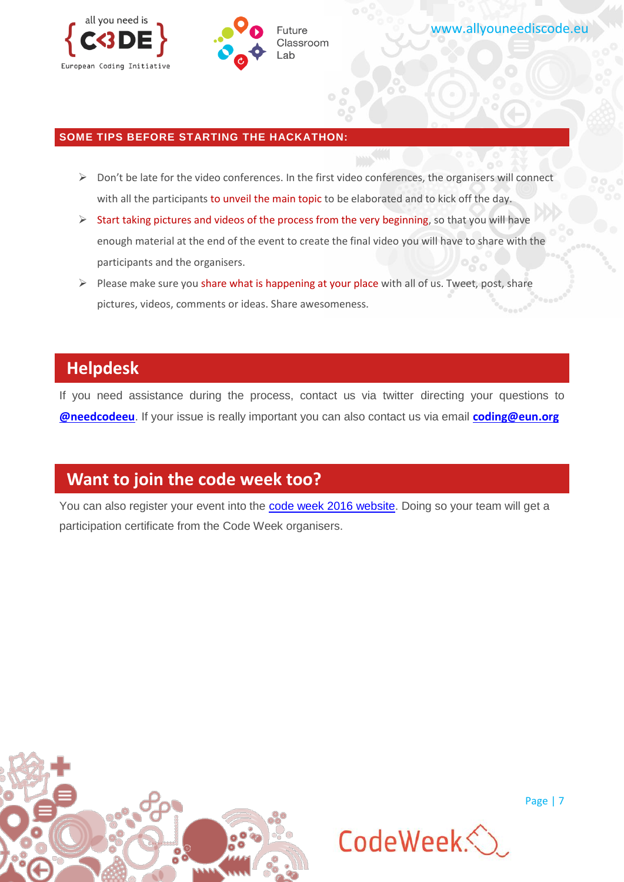## SOME TIPS BEFORE STARTING THE HACKATHON:

- Don't be late for the video conferences. In the first video conferences, the organisers will connect with all the participants to unveil the main topic to be elaborated and to kick off the day.
- Start taking pictures and videos of the process from the very beginning, so that you will have enough material at the end of the event to create the final video you will have to share with the participants and the organisers.
- Please make sure you share what is happening at your place with all of us. Tweet, post, share pictures, videos, comments or ideas. Share awesomeness.

## Helpdesk

If you need assistance during the process, contact us via twitter directing your questions to **@needcodeeu**. If your issue is really important you can also contact us via email **coding@eun.org**

## Want to join the code week too?

You can also register your event into the code week 2016 website. Doing so your team will get a participation certificate from the Code Week organisers.